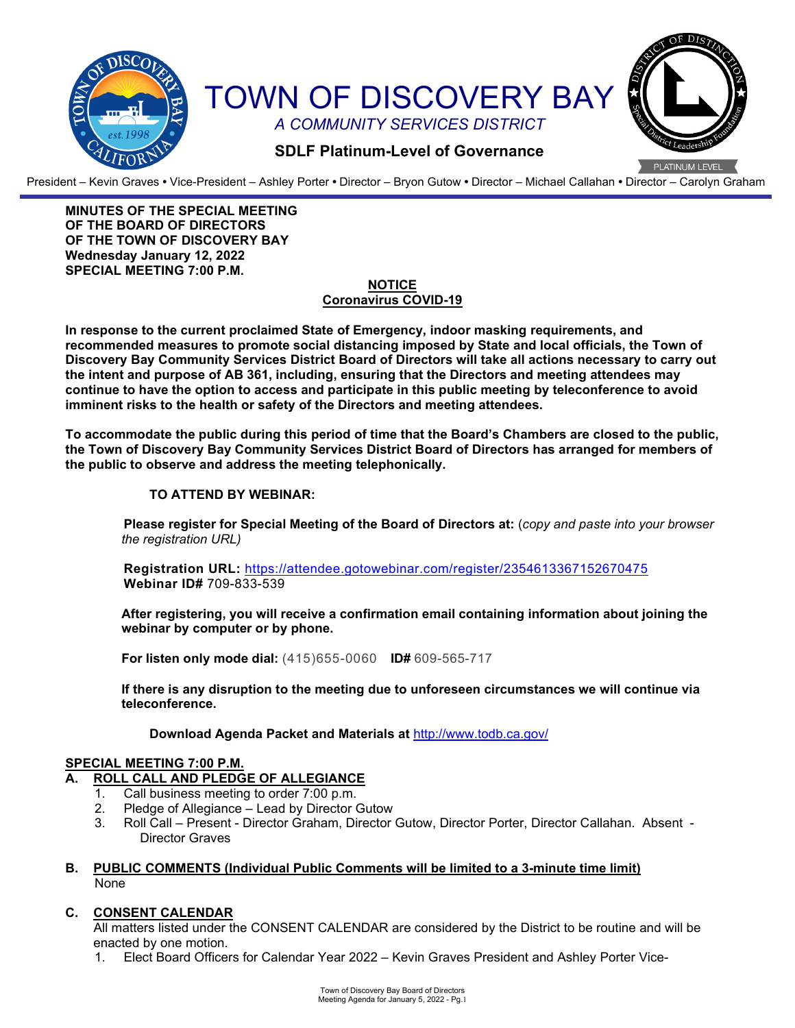# TOWN OF DISCOVERY BAY

*A COMMUNITY SERVICES DISTRICT*

**SDLF Platinum-Level of Governance**

PLATINUM LEVEL

President – Kevin Graves • Vice-President – Ashley Porter • Director – Bryon Gutow • Director – Michael Callahan • Director – Carolyn Graham

**MINUTES OF THE SPECIAL MEETING**
**OF THE BOARD OF DIRECTORS**
**OF THE TOWN OF DISCOVERY BAY**
**Wednesday January 12, 2022**
**SPECIAL MEETING 7:00 P.M.**

**NOTICE**
**Coronavirus COVID-19**

**In response to the current proclaimed State of Emergency, indoor masking requirements, and recommended measures to promote social distancing imposed by State and local officials, the Town of Discovery Bay Community Services District Board of Directors will take all actions necessary to carry out the intent and purpose of AB 361, including, ensuring that the Directors and meeting attendees may continue to have the option to access and participate in this public meeting by teleconference to avoid imminent risks to the health or safety of the Directors and meeting attendees.**

**To accommodate the public during this period of time that the Board's Chambers are closed to the public, the Town of Discovery Bay Community Services District Board of Directors has arranged for members of the public to observe and address the meeting telephonically.**

**TO ATTEND BY WEBINAR:**

**Please register for Special Meeting of the Board of Directors at:** (*copy and paste into your browser the registration URL)*

**Registration URL:** https://attendee.gotowebinar.com/register/2354613367152670475
**Webinar ID#** 709-833-539

**After registering, you will receive a confirmation email containing information about joining the webinar by computer or by phone.**

**For listen only mode dial:** (415)655-0060 **ID#** 609-565-717

**If there is any disruption to the meeting due to unforeseen circumstances we will continue via teleconference.**

**Download Agenda Packet and Materials at** http://www.todb.ca.gov/

## SPECIAL MEETING 7:00 P.M.

### A. ROLL CALL AND PLEDGE OF ALLEGIANCE

1. Call business meeting to order 7:00 p.m.
2. Pledge of Allegiance – Lead by Director Gutow
3. Roll Call – Present - Director Graham, Director Gutow, Director Porter, Director Callahan. Absent - Director Graves

### B. PUBLIC COMMENTS (Individual Public Comments will be limited to a 3-minute time limit)

None

### C. CONSENT CALENDAR

All matters listed under the CONSENT CALENDAR are considered by the District to be routine and will be enacted by one motion.

1. Elect Board Officers for Calendar Year 2022 – Kevin Graves President and Ashley Porter Vice-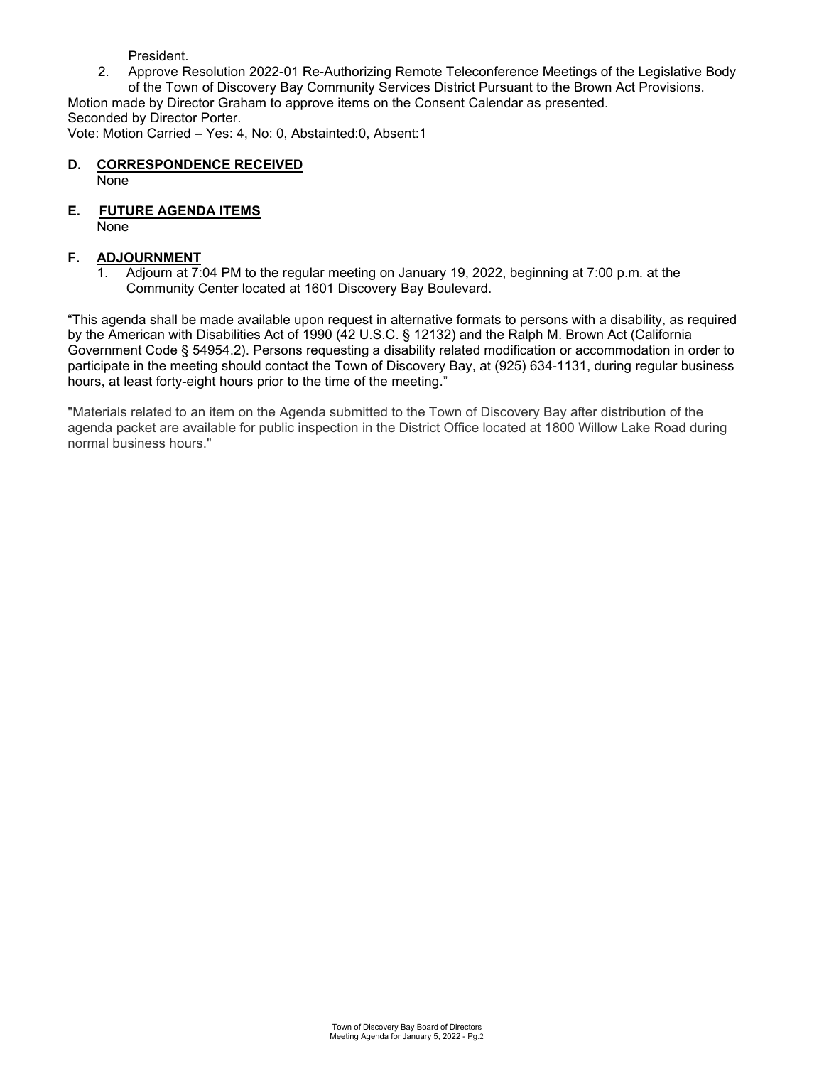President.

2. Approve Resolution 2022-01 Re-Authorizing Remote Teleconference Meetings of the Legislative Body of the Town of Discovery Bay Community Services District Pursuant to the Brown Act Provisions.

Motion made by Director Graham to approve items on the Consent Calendar as presented.
Seconded by Director Porter.
Vote: Motion Carried – Yes: 4, No: 0, Abstainted:0, Absent:1

**D. CORRESPONDENCE RECEIVED**

None

**E. FUTURE AGENDA ITEMS**

None

**F. ADJOURNMENT**

1. Adjourn at 7:04 PM to the regular meeting on January 19, 2022, beginning at 7:00 p.m. at the Community Center located at 1601 Discovery Bay Boulevard.

"This agenda shall be made available upon request in alternative formats to persons with a disability, as required by the American with Disabilities Act of 1990 (42 U.S.C. § 12132) and the Ralph M. Brown Act (California Government Code § 54954.2). Persons requesting a disability related modification or accommodation in order to participate in the meeting should contact the Town of Discovery Bay, at (925) 634-1131, during regular business hours, at least forty-eight hours prior to the time of the meeting."

"Materials related to an item on the Agenda submitted to the Town of Discovery Bay after distribution of the agenda packet are available for public inspection in the District Office located at 1800 Willow Lake Road during normal business hours."